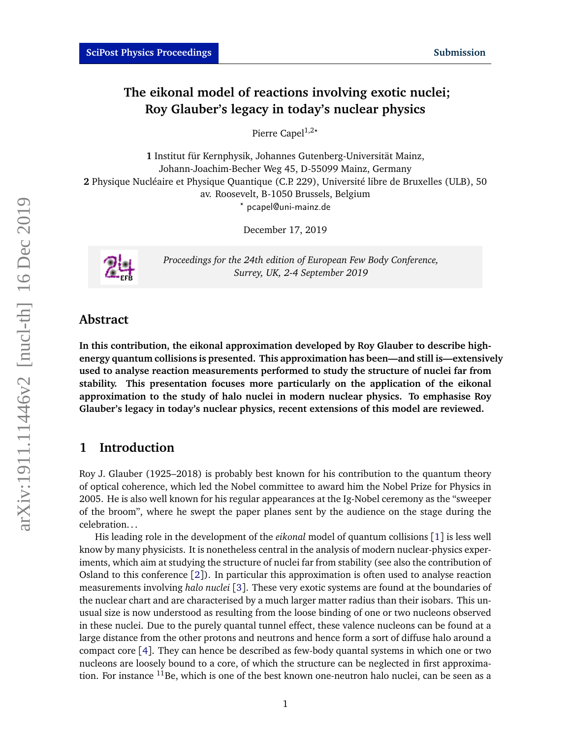# The eikonal model of reactions involving exotic nuclei; Roy Glauber's legacy in today's nuclear physics

Pierre Capel[1,2*]

**1** Institut für Kernphysik, Johannes Gutenberg-Universität Mainz, Johann-Joachim-Becher Weg 45, D-55099 Mainz, Germany
**2** Physique Nucléaire et Physique Quantique (C.P. 229), Université libre de Bruxelles (ULB), 50 av. Roosevelt, B-1050 Brussels, Belgium
* pcapel@uni-mainz.de

December 17, 2019

*Proceedings for the 24th edition of European Few Body Conference, Surrey, UK, 2-4 September 2019*

## Abstract

**In this contribution, the eikonal approximation developed by Roy Glauber to describe high-energy quantum collisions is presented. This approximation has been—and still is—extensively used to analyse reaction measurements performed to study the structure of nuclei far from stability. This presentation focuses more particularly on the application of the eikonal approximation to the study of halo nuclei in modern nuclear physics. To emphasise Roy Glauber's legacy in today's nuclear physics, recent extensions of this model are reviewed.**

## 1 Introduction

Roy J. Glauber (1925–2018) is probably best known for his contribution to the quantum theory of optical coherence, which led the Nobel committee to award him the Nobel Prize for Physics in 2005. He is also well known for his regular appearances at the Ig-Nobel ceremony as the "sweeper of the broom", where he swept the paper planes sent by the audience on the stage during the celebration...

His leading role in the development of the *eikonal* model of quantum collisions [1] is less well know by many physicists. It is nonetheless central in the analysis of modern nuclear-physics experiments, which aim at studying the structure of nuclei far from stability (see also the contribution of Osland to this conference [2]). In particular this approximation is often used to analyse reaction measurements involving *halo nuclei* [3]. These very exotic systems are found at the boundaries of the nuclear chart and are characterised by a much larger matter radius than their isobars. This unusual size is now understood as resulting from the loose binding of one or two nucleons observed in these nuclei. Due to the purely quantal tunnel effect, these valence nucleons can be found at a large distance from the other protons and neutrons and hence form a sort of diffuse halo around a compact core [4]. They can hence be described as few-body quantal systems in which one or two nucleons are loosely bound to a core, of which the structure can be neglected in first approximation. For instance $^{11}$Be, which is one of the best known one-neutron halo nuclei, can be seen as a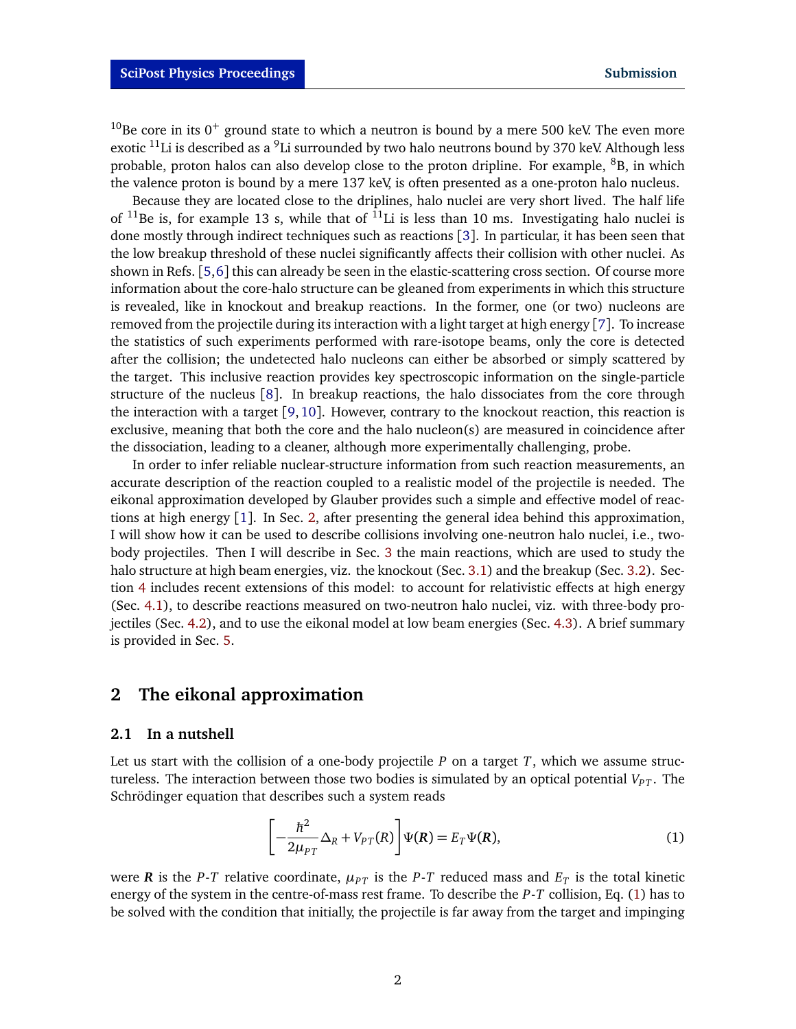$^{10}$Be core in its $0^+$ ground state to which a neutron is bound by a mere 500 keV. The even more exotic $^{11}$Li is described as a $^{9}$Li surrounded by two halo neutrons bound by 370 keV. Although less probable, proton halos can also develop close to the proton dripline. For example, $^{8}$B, in which the valence proton is bound by a mere 137 keV, is often presented as a one-proton halo nucleus.

Because they are located close to the driplines, halo nuclei are very short lived. The half life of $^{11}$Be is, for example 13 s, while that of $^{11}$Li is less than 10 ms. Investigating halo nuclei is done mostly through indirect techniques such as reactions [3]. In particular, it has been seen that the low breakup threshold of these nuclei significantly affects their collision with other nuclei. As shown in Refs. [5,6] this can already be seen in the elastic-scattering cross section. Of course more information about the core-halo structure can be gleaned from experiments in which this structure is revealed, like in knockout and breakup reactions. In the former, one (or two) nucleons are removed from the projectile during its interaction with a light target at high energy [7]. To increase the statistics of such experiments performed with rare-isotope beams, only the core is detected after the collision; the undetected halo nucleons can either be absorbed or simply scattered by the target. This inclusive reaction provides key spectroscopic information on the single-particle structure of the nucleus [8]. In breakup reactions, the halo dissociates from the core through the interaction with a target [9,10]. However, contrary to the knockout reaction, this reaction is exclusive, meaning that both the core and the halo nucleon(s) are measured in coincidence after the dissociation, leading to a cleaner, although more experimentally challenging, probe.

In order to infer reliable nuclear-structure information from such reaction measurements, an accurate description of the reaction coupled to a realistic model of the projectile is needed. The eikonal approximation developed by Glauber provides such a simple and effective model of reactions at high energy [1]. In Sec. 2, after presenting the general idea behind this approximation, I will show how it can be used to describe collisions involving one-neutron halo nuclei, i.e., two-body projectiles. Then I will describe in Sec. 3 the main reactions, which are used to study the halo structure at high beam energies, viz. the knockout (Sec. 3.1) and the breakup (Sec. 3.2). Section 4 includes recent extensions of this model: to account for relativistic effects at high energy (Sec. 4.1), to describe reactions measured on two-neutron halo nuclei, viz. with three-body projectiles (Sec. 4.2), and to use the eikonal model at low beam energies (Sec. 4.3). A brief summary is provided in Sec. 5.

## 2 The eikonal approximation

### 2.1 In a nutshell

Let us start with the collision of a one-body projectile $P$ on a target $T$, which we assume structureless. The interaction between those two bodies is simulated by an optical potential $V_{PT}$. The Schrödinger equation that describes such a system reads

$$\left[-\frac{\hbar^2}{2\mu_{PT}}\Delta_R + V_{PT}(R)\right]\Psi(\boldsymbol{R}) = E_T\Psi(\boldsymbol{R}), \tag{1}$$

were $\boldsymbol{R}$ is the $P$-$T$ relative coordinate, $\mu_{PT}$ is the $P$-$T$ reduced mass and $E_T$ is the total kinetic energy of the system in the centre-of-mass rest frame. To describe the $P$-$T$ collision, Eq. (1) has to be solved with the condition that initially, the projectile is far away from the target and impinging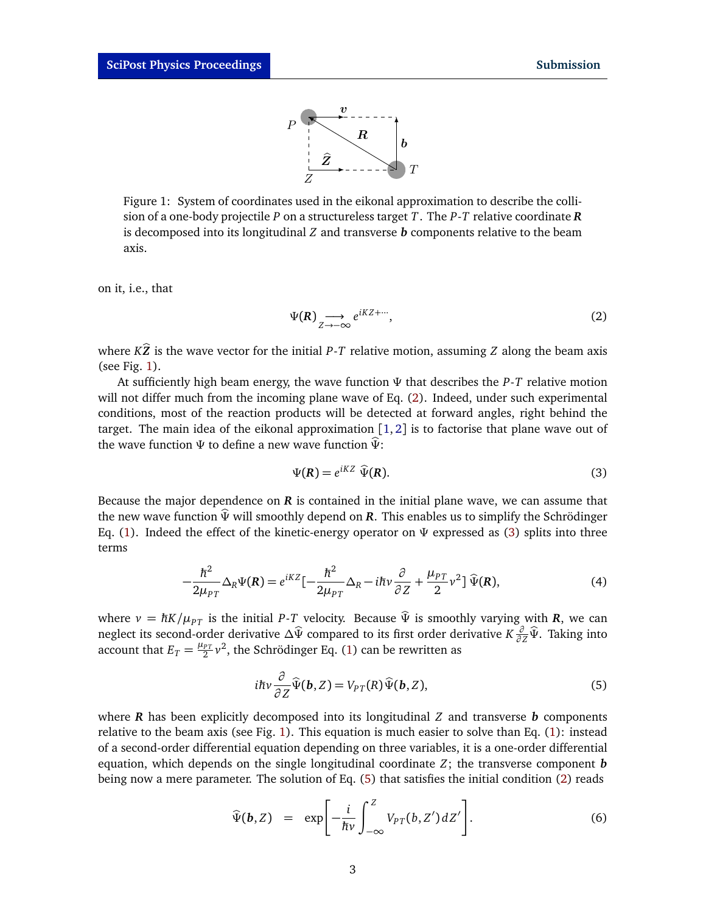Figure 1: System of coordinates used in the eikonal approximation to describe the collision of a one-body projectile $P$ on a structureless target $T$. The $P$-$T$ relative coordinate $\boldsymbol{R}$ is decomposed into its longitudinal $Z$ and transverse $\boldsymbol{b}$ components relative to the beam axis.

on it, i.e., that

$$\Psi(\boldsymbol{R}) \underset{Z\to-\infty}{\longrightarrow} e^{iKZ+\cdots}, \tag{2}$$

where $K\widehat{\boldsymbol{Z}}$ is the wave vector for the initial $P$-$T$ relative motion, assuming $Z$ along the beam axis (see Fig. 1).

At sufficiently high beam energy, the wave function $\Psi$ that describes the $P$-$T$ relative motion will not differ much from the incoming plane wave of Eq. (2). Indeed, under such experimental conditions, most of the reaction products will be detected at forward angles, right behind the target. The main idea of the eikonal approximation [1, 2] is to factorise that plane wave out of the wave function $\Psi$ to define a new wave function $\widehat{\Psi}$:

$$\Psi(\boldsymbol{R}) = e^{iKZ}\, \widehat{\Psi}(\boldsymbol{R}). \tag{3}$$

Because the major dependence on $\boldsymbol{R}$ is contained in the initial plane wave, we can assume that the new wave function $\widehat{\Psi}$ will smoothly depend on $\boldsymbol{R}$. This enables us to simplify the Schrödinger Eq. (1). Indeed the effect of the kinetic-energy operator on $\Psi$ expressed as (3) splits into three terms

$$-\frac{\hbar^2}{2\mu_{PT}}\Delta_R\Psi(\boldsymbol{R}) = e^{iKZ}\Big[-\frac{\hbar^2}{2\mu_{PT}}\Delta_R - i\hbar v\frac{\partial}{\partial Z} + \frac{\mu_{PT}}{2}v^2\Big]\,\widehat{\Psi}(\boldsymbol{R}), \tag{4}$$

where $v = \hbar K/\mu_{PT}$ is the initial $P$-$T$ velocity. Because $\widehat{\Psi}$ is smoothly varying with $\boldsymbol{R}$, we can neglect its second-order derivative $\Delta\widehat{\Psi}$ compared to its first order derivative $K\frac{\partial}{\partial Z}\widehat{\Psi}$. Taking into account that $E_T = \frac{\mu_{PT}}{2}v^2$, the Schrödinger Eq. (1) can be rewritten as

$$i\hbar v\frac{\partial}{\partial Z}\widehat{\Psi}(\boldsymbol{b}, Z) = V_{PT}(R)\widehat{\Psi}(\boldsymbol{b}, Z), \tag{5}$$

where $\boldsymbol{R}$ has been explicitly decomposed into its longitudinal $Z$ and transverse $\boldsymbol{b}$ components relative to the beam axis (see Fig. 1). This equation is much easier to solve than Eq. (1): instead of a second-order differential equation depending on three variables, it is a one-order differential equation, which depends on the single longitudinal coordinate $Z$; the transverse component $\boldsymbol{b}$ being now a mere parameter. The solution of Eq. (5) that satisfies the initial condition (2) reads

$$\widehat{\Psi}(\boldsymbol{b}, Z) \;=\; \exp\left[-\frac{i}{\hbar v}\int_{-\infty}^{Z} V_{PT}(b, Z')\,dZ'\right]. \tag{6}$$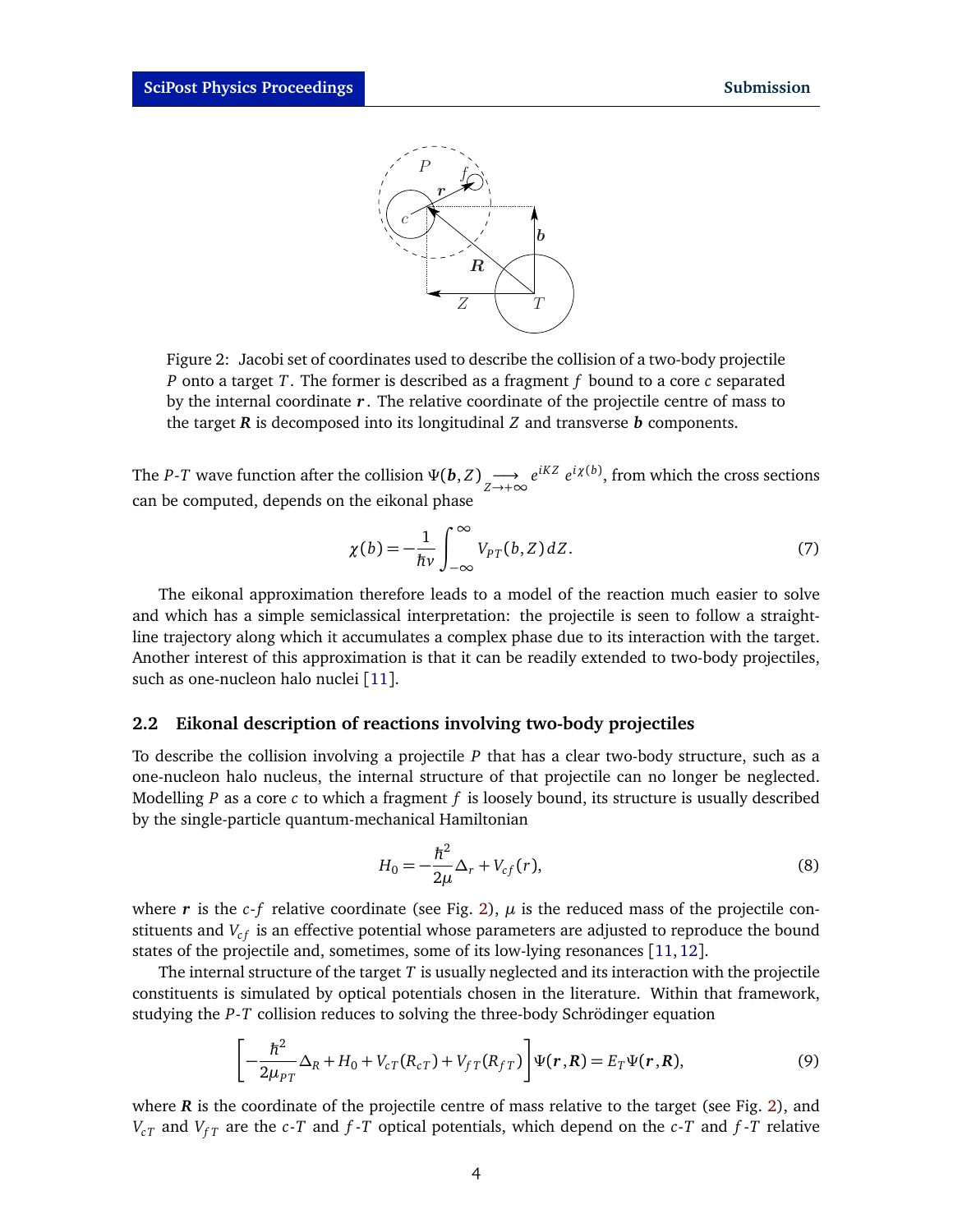Figure 2: Jacobi set of coordinates used to describe the collision of a two-body projectile $P$ onto a target $T$. The former is described as a fragment $f$ bound to a core $c$ separated by the internal coordinate $\boldsymbol{r}$. The relative coordinate of the projectile centre of mass to the target $\boldsymbol{R}$ is decomposed into its longitudinal $Z$ and transverse $\boldsymbol{b}$ components.

The $P$-$T$ wave function after the collision $\Psi(\boldsymbol{b}, Z) \underset{Z\to+\infty}{\longrightarrow} e^{iKZ}\, e^{i\chi(b)}$, from which the cross sections can be computed, depends on the eikonal phase

$$\chi(b) = -\frac{1}{\hbar v}\int_{-\infty}^{\infty} V_{PT}(b, Z)\, dZ. \tag{7}$$

The eikonal approximation therefore leads to a model of the reaction much easier to solve and which has a simple semiclassical interpretation: the projectile is seen to follow a straight-line trajectory along which it accumulates a complex phase due to its interaction with the target. Another interest of this approximation is that it can be readily extended to two-body projectiles, such as one-nucleon halo nuclei [11].

### 2.2 Eikonal description of reactions involving two-body projectiles

To describe the collision involving a projectile $P$ that has a clear two-body structure, such as a one-nucleon halo nucleus, the internal structure of that projectile can no longer be neglected. Modelling $P$ as a core $c$ to which a fragment $f$ is loosely bound, its structure is usually described by the single-particle quantum-mechanical Hamiltonian

$$H_0 = -\frac{\hbar^2}{2\mu}\Delta_r + V_{cf}(r), \tag{8}$$

where $\boldsymbol{r}$ is the $c$-$f$ relative coordinate (see Fig. 2), $\mu$ is the reduced mass of the projectile constituents and $V_{cf}$ is an effective potential whose parameters are adjusted to reproduce the bound states of the projectile and, sometimes, some of its low-lying resonances [11, 12].

The internal structure of the target $T$ is usually neglected and its interaction with the projectile constituents is simulated by optical potentials chosen in the literature. Within that framework, studying the $P$-$T$ collision reduces to solving the three-body Schrödinger equation

$$\left[-\frac{\hbar^2}{2\mu_{PT}}\Delta_R + H_0 + V_{cT}(R_{cT}) + V_{fT}(R_{fT})\right]\Psi(\boldsymbol{r}, \boldsymbol{R}) = E_T \Psi(\boldsymbol{r}, \boldsymbol{R}), \tag{9}$$

where $\boldsymbol{R}$ is the coordinate of the projectile centre of mass relative to the target (see Fig. 2), and $V_{cT}$ and $V_{fT}$ are the $c$-$T$ and $f$-$T$ optical potentials, which depend on the $c$-$T$ and $f$-$T$ relative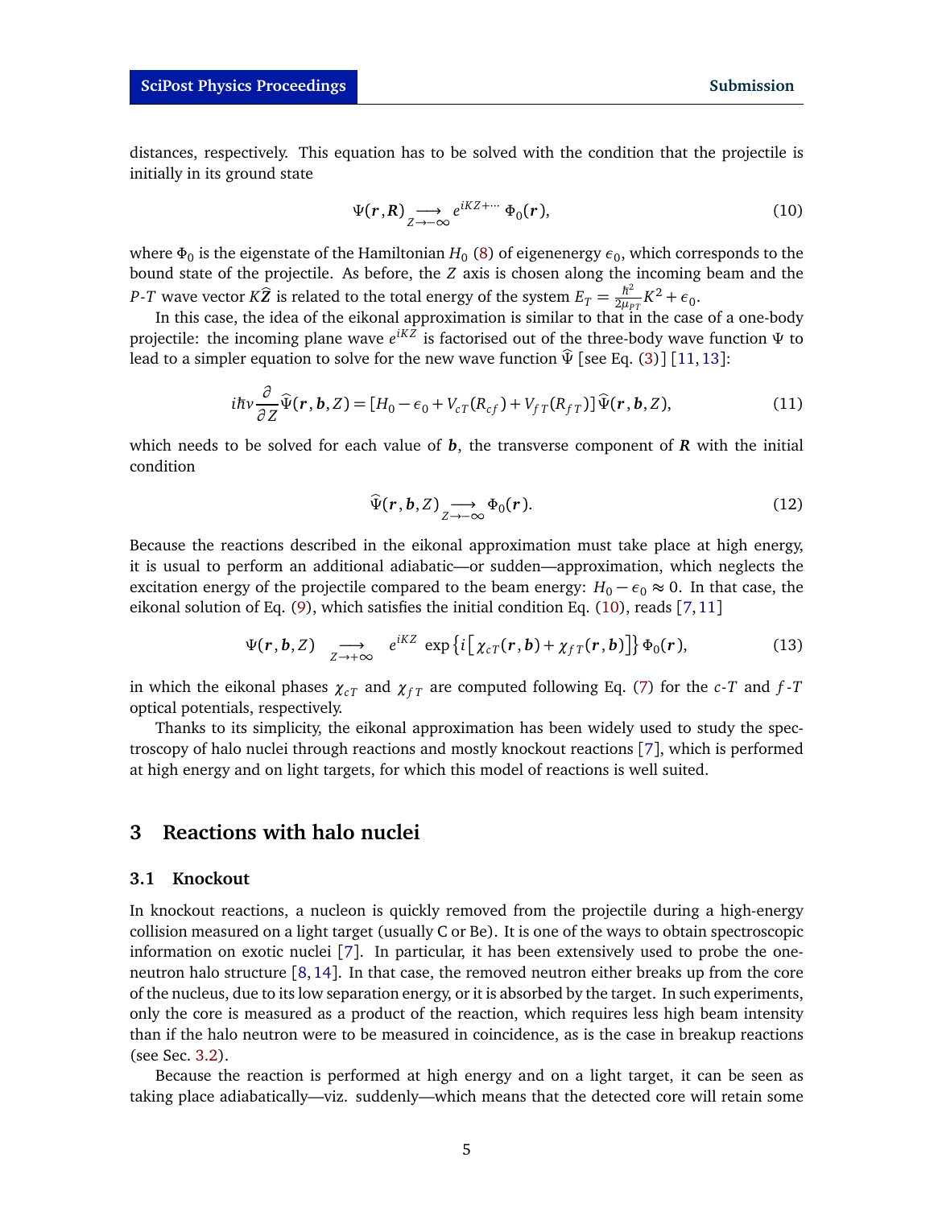distances, respectively. This equation has to be solved with the condition that the projectile is initially in its ground state

$$\Psi(\boldsymbol{r},\boldsymbol{R}) \underset{Z\to-\infty}{\longrightarrow} e^{iKZ+\cdots}\,\Phi_0(\boldsymbol{r}), \tag{10}$$

where $\Phi_0$ is the eigenstate of the Hamiltonian $H_0$ (8) of eigenenergy $\epsilon_0$, which corresponds to the bound state of the projectile. As before, the $Z$ axis is chosen along the incoming beam and the $P$-$T$ wave vector $K\widehat{\boldsymbol{Z}}$ is related to the total energy of the system $E_T = \frac{\hbar^2}{2\mu_{PT}}K^2 + \epsilon_0$.

In this case, the idea of the eikonal approximation is similar to that in the case of a one-body projectile: the incoming plane wave $e^{iKZ}$ is factorised out of the three-body wave function $\Psi$ to lead to a simpler equation to solve for the new wave function $\widehat{\Psi}$ [see Eq. (3)] [11, 13]:

$$i\hbar v\frac{\partial}{\partial Z}\widehat{\Psi}(\boldsymbol{r},\boldsymbol{b},Z) = [H_0 - \epsilon_0 + V_{cT}(R_{cf}) + V_{fT}(R_{fT})]\,\widehat{\Psi}(\boldsymbol{r},\boldsymbol{b},Z), \tag{11}$$

which needs to be solved for each value of $\boldsymbol{b}$, the transverse component of $\boldsymbol{R}$ with the initial condition

$$\widehat{\Psi}(\boldsymbol{r},\boldsymbol{b},Z) \underset{Z\to-\infty}{\longrightarrow} \Phi_0(\boldsymbol{r}). \tag{12}$$

Because the reactions described in the eikonal approximation must take place at high energy, it is usual to perform an additional adiabatic—or sudden—approximation, which neglects the excitation energy of the projectile compared to the beam energy: $H_0 - \epsilon_0 \approx 0$. In that case, the eikonal solution of Eq. (9), which satisfies the initial condition Eq. (10), reads [7, 11]

$$\Psi(\boldsymbol{r},\boldsymbol{b},Z) \underset{Z\to+\infty}{\longrightarrow} e^{iKZ}\,\exp\left\{i\left[\chi_{cT}(\boldsymbol{r},\boldsymbol{b}) + \chi_{fT}(\boldsymbol{r},\boldsymbol{b})\right]\right\}\Phi_0(\boldsymbol{r}), \tag{13}$$

in which the eikonal phases $\chi_{cT}$ and $\chi_{fT}$ are computed following Eq. (7) for the $c$-$T$ and $f$-$T$ optical potentials, respectively.

Thanks to its simplicity, the eikonal approximation has been widely used to study the spectroscopy of halo nuclei through reactions and mostly knockout reactions [7], which is performed at high energy and on light targets, for which this model of reactions is well suited.

## 3 Reactions with halo nuclei

### 3.1 Knockout

In knockout reactions, a nucleon is quickly removed from the projectile during a high-energy collision measured on a light target (usually C or Be). It is one of the ways to obtain spectroscopic information on exotic nuclei [7]. In particular, it has been extensively used to probe the one-neutron halo structure [8, 14]. In that case, the removed neutron either breaks up from the core of the nucleus, due to its low separation energy, or it is absorbed by the target. In such experiments, only the core is measured as a product of the reaction, which requires less high beam intensity than if the halo neutron were to be measured in coincidence, as is the case in breakup reactions (see Sec. 3.2).

Because the reaction is performed at high energy and on a light target, it can be seen as taking place adiabatically—viz. suddenly—which means that the detected core will retain some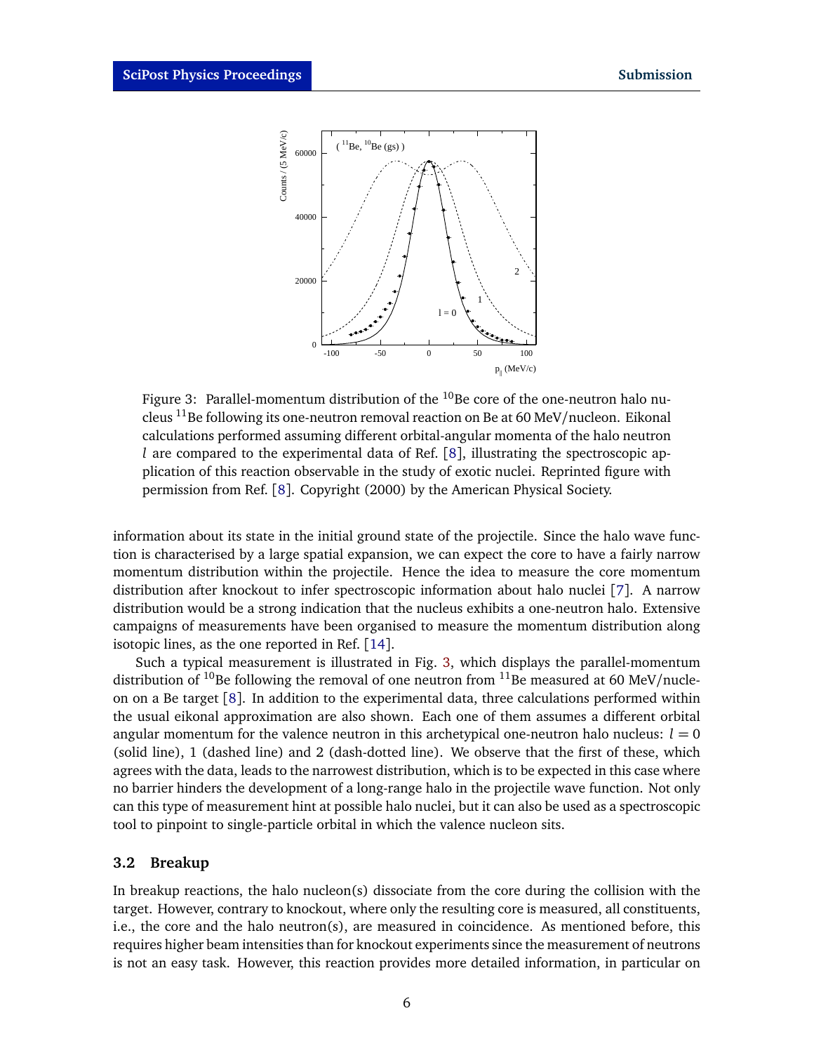Figure 3: Parallel-momentum distribution of the $^{10}$Be core of the one-neutron halo nucleus $^{11}$Be following its one-neutron removal reaction on Be at 60 MeV/nucleon. Eikonal calculations performed assuming different orbital-angular momenta of the halo neutron $l$ are compared to the experimental data of Ref. [8], illustrating the spectroscopic application of this reaction observable in the study of exotic nuclei. Reprinted figure with permission from Ref. [8]. Copyright (2000) by the American Physical Society.

information about its state in the initial ground state of the projectile. Since the halo wave function is characterised by a large spatial expansion, we can expect the core to have a fairly narrow momentum distribution within the projectile. Hence the idea to measure the core momentum distribution after knockout to infer spectroscopic information about halo nuclei [7]. A narrow distribution would be a strong indication that the nucleus exhibits a one-neutron halo. Extensive campaigns of measurements have been organised to measure the momentum distribution along isotopic lines, as the one reported in Ref. [14].

Such a typical measurement is illustrated in Fig. 3, which displays the parallel-momentum distribution of $^{10}$Be following the removal of one neutron from $^{11}$Be measured at 60 MeV/nucleon on a Be target [8]. In addition to the experimental data, three calculations performed within the usual eikonal approximation are also shown. Each one of them assumes a different orbital angular momentum for the valence neutron in this archetypical one-neutron halo nucleus: $l = 0$ (solid line), 1 (dashed line) and 2 (dash-dotted line). We observe that the first of these, which agrees with the data, leads to the narrowest distribution, which is to be expected in this case where no barrier hinders the development of a long-range halo in the projectile wave function. Not only can this type of measurement hint at possible halo nuclei, but it can also be used as a spectroscopic tool to pinpoint to single-particle orbital in which the valence nucleon sits.

### 3.2 Breakup

In breakup reactions, the halo nucleon(s) dissociate from the core during the collision with the target. However, contrary to knockout, where only the resulting core is measured, all constituents, i.e., the core and the halo neutron(s), are measured in coincidence. As mentioned before, this requires higher beam intensities than for knockout experiments since the measurement of neutrons is not an easy task. However, this reaction provides more detailed information, in particular on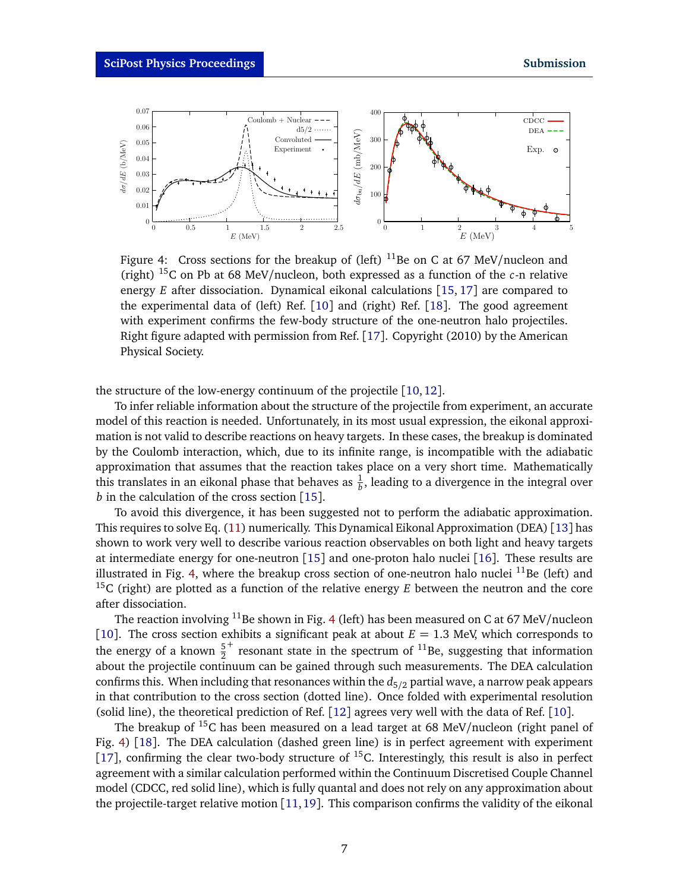Figure 4: Cross sections for the breakup of (left) $^{11}$Be on C at 67 MeV/nucleon and (right) $^{15}$C on Pb at 68 MeV/nucleon, both expressed as a function of the $c$-n relative energy $E$ after dissociation. Dynamical eikonal calculations [15, 17] are compared to the experimental data of (left) Ref. [10] and (right) Ref. [18]. The good agreement with experiment confirms the few-body structure of the one-neutron halo projectiles. Right figure adapted with permission from Ref. [17]. Copyright (2010) by the American Physical Society.

the structure of the low-energy continuum of the projectile [10, 12].

To infer reliable information about the structure of the projectile from experiment, an accurate model of this reaction is needed. Unfortunately, in its most usual expression, the eikonal approximation is not valid to describe reactions on heavy targets. In these cases, the breakup is dominated by the Coulomb interaction, which, due to its infinite range, is incompatible with the adiabatic approximation that assumes that the reaction takes place on a very short time. Mathematically this translates in an eikonal phase that behaves as $\frac{1}{b}$, leading to a divergence in the integral over $b$ in the calculation of the cross section [15].

To avoid this divergence, it has been suggested not to perform the adiabatic approximation. This requires to solve Eq. (11) numerically. This Dynamical Eikonal Approximation (DEA) [13] has shown to work very well to describe various reaction observables on both light and heavy targets at intermediate energy for one-neutron [15] and one-proton halo nuclei [16]. These results are illustrated in Fig. 4, where the breakup cross section of one-neutron halo nuclei $^{11}$Be (left) and $^{15}$C (right) are plotted as a function of the relative energy $E$ between the neutron and the core after dissociation.

The reaction involving $^{11}$Be shown in Fig. 4 (left) has been measured on C at 67 MeV/nucleon [10]. The cross section exhibits a significant peak at about $E = 1.3$ MeV, which corresponds to the energy of a known $\frac{5}{2}^+$ resonant state in the spectrum of $^{11}$Be, suggesting that information about the projectile continuum can be gained through such measurements. The DEA calculation confirms this. When including that resonances within the $d_{5/2}$ partial wave, a narrow peak appears in that contribution to the cross section (dotted line). Once folded with experimental resolution (solid line), the theoretical prediction of Ref. [12] agrees very well with the data of Ref. [10].

The breakup of $^{15}$C has been measured on a lead target at 68 MeV/nucleon (right panel of Fig. 4) [18]. The DEA calculation (dashed green line) is in perfect agreement with experiment [17], confirming the clear two-body structure of $^{15}$C. Interestingly, this result is also in perfect agreement with a similar calculation performed within the Continuum Discretised Couple Channel model (CDCC, red solid line), which is fully quantal and does not rely on any approximation about the projectile-target relative motion [11, 19]. This comparison confirms the validity of the eikonal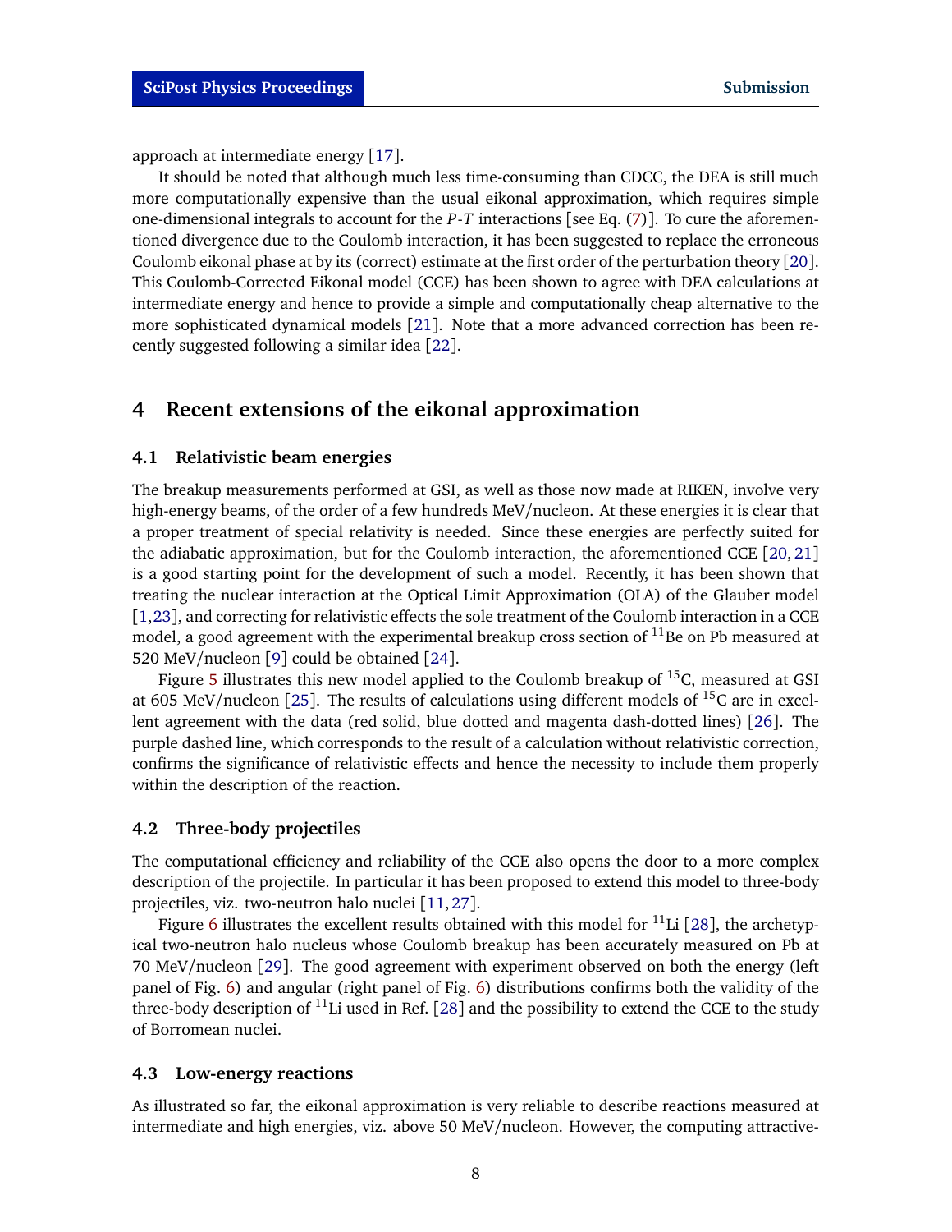approach at intermediate energy [17].

It should be noted that although much less time-consuming than CDCC, the DEA is still much more computationally expensive than the usual eikonal approximation, which requires simple one-dimensional integrals to account for the $P$-$T$ interactions [see Eq. (7)]. To cure the aforementioned divergence due to the Coulomb interaction, it has been suggested to replace the erroneous Coulomb eikonal phase at by its (correct) estimate at the first order of the perturbation theory [20]. This Coulomb-Corrected Eikonal model (CCE) has been shown to agree with DEA calculations at intermediate energy and hence to provide a simple and computationally cheap alternative to the more sophisticated dynamical models [21]. Note that a more advanced correction has been recently suggested following a similar idea [22].

## 4 Recent extensions of the eikonal approximation

### 4.1 Relativistic beam energies

The breakup measurements performed at GSI, as well as those now made at RIKEN, involve very high-energy beams, of the order of a few hundreds MeV/nucleon. At these energies it is clear that a proper treatment of special relativity is needed. Since these energies are perfectly suited for the adiabatic approximation, but for the Coulomb interaction, the aforementioned CCE [20, 21] is a good starting point for the development of such a model. Recently, it has been shown that treating the nuclear interaction at the Optical Limit Approximation (OLA) of the Glauber model [1,23], and correcting for relativistic effects the sole treatment of the Coulomb interaction in a CCE model, a good agreement with the experimental breakup cross section of $^{11}$Be on Pb measured at 520 MeV/nucleon [9] could be obtained [24].

Figure 5 illustrates this new model applied to the Coulomb breakup of $^{15}$C, measured at GSI at 605 MeV/nucleon [25]. The results of calculations using different models of $^{15}$C are in excellent agreement with the data (red solid, blue dotted and magenta dash-dotted lines) [26]. The purple dashed line, which corresponds to the result of a calculation without relativistic correction, confirms the significance of relativistic effects and hence the necessity to include them properly within the description of the reaction.

### 4.2 Three-body projectiles

The computational efficiency and reliability of the CCE also opens the door to a more complex description of the projectile. In particular it has been proposed to extend this model to three-body projectiles, viz. two-neutron halo nuclei [11, 27].

Figure 6 illustrates the excellent results obtained with this model for $^{11}$Li [28], the archetypical two-neutron halo nucleus whose Coulomb breakup has been accurately measured on Pb at 70 MeV/nucleon [29]. The good agreement with experiment observed on both the energy (left panel of Fig. 6) and angular (right panel of Fig. 6) distributions confirms both the validity of the three-body description of $^{11}$Li used in Ref. [28] and the possibility to extend the CCE to the study of Borromean nuclei.

### 4.3 Low-energy reactions

As illustrated so far, the eikonal approximation is very reliable to describe reactions measured at intermediate and high energies, viz. above 50 MeV/nucleon. However, the computing attractive-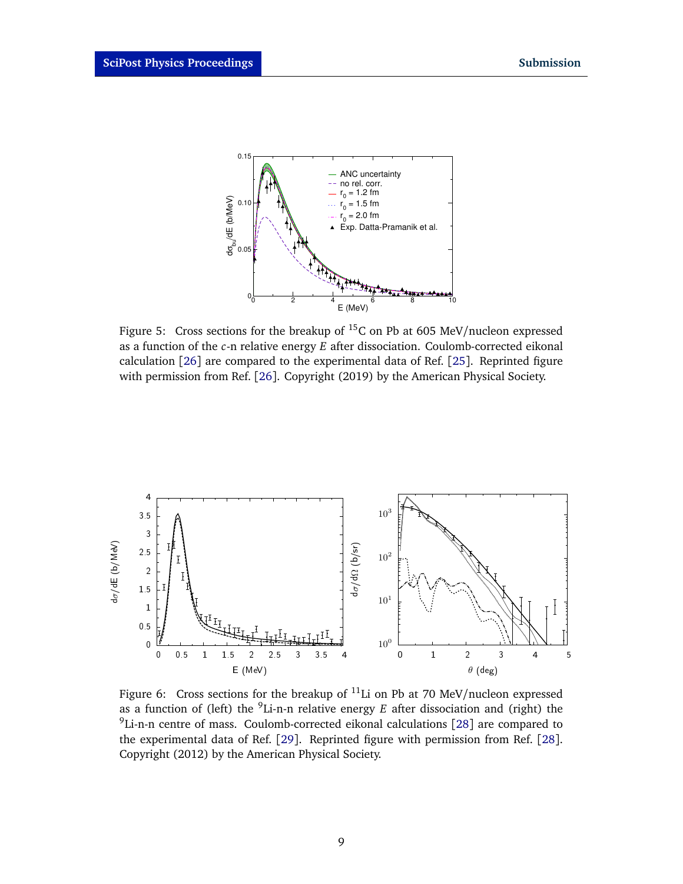Figure 5: Cross sections for the breakup of $^{15}$C on Pb at 605 MeV/nucleon expressed as a function of the $c$-n relative energy $E$ after dissociation. Coulomb-corrected eikonal calculation [26] are compared to the experimental data of Ref. [25]. Reprinted figure with permission from Ref. [26]. Copyright (2019) by the American Physical Society.

Figure 6: Cross sections for the breakup of $^{11}$Li on Pb at 70 MeV/nucleon expressed as a function of (left) the $^{9}$Li-n-n relative energy $E$ after dissociation and (right) the $^{9}$Li-n-n centre of mass. Coulomb-corrected eikonal calculations [28] are compared to the experimental data of Ref. [29]. Reprinted figure with permission from Ref. [28]. Copyright (2012) by the American Physical Society.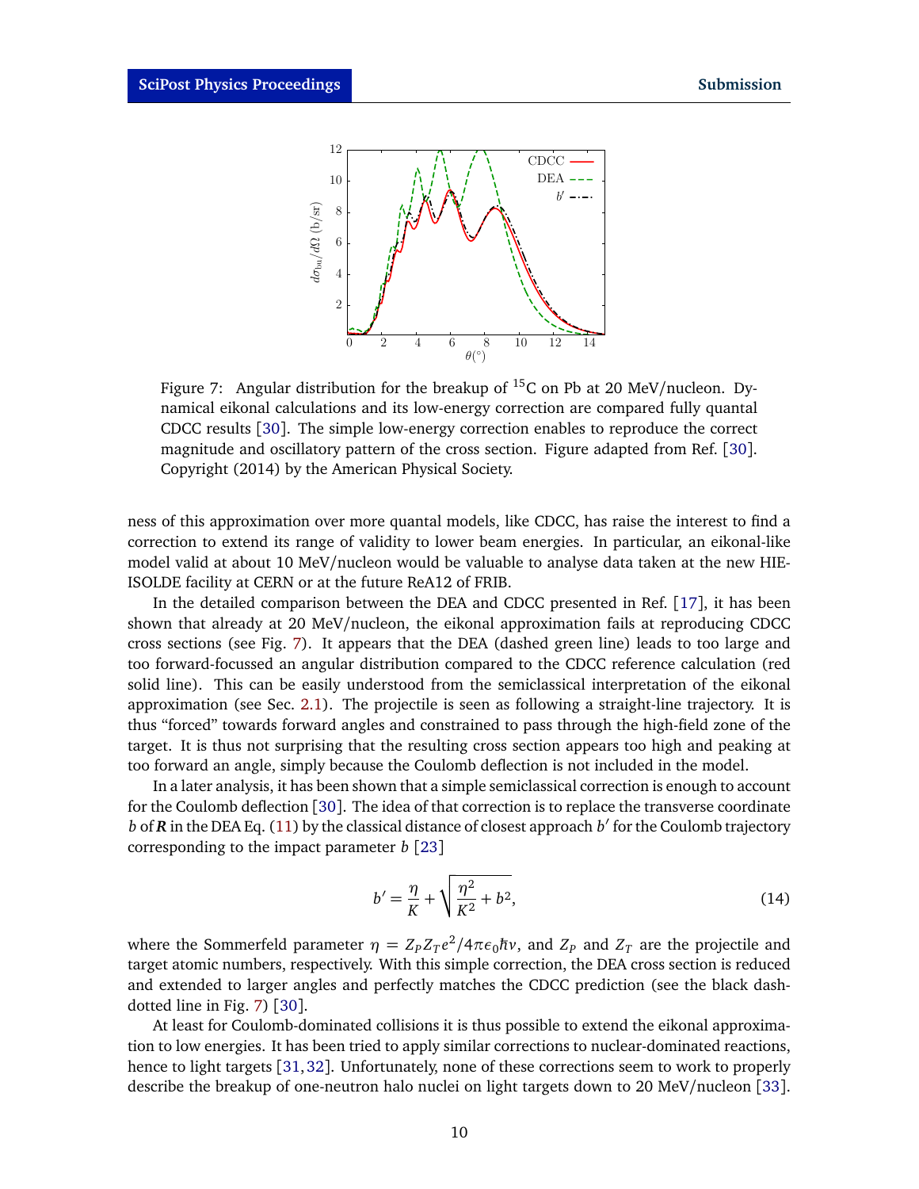Figure 7: Angular distribution for the breakup of $^{15}$C on Pb at 20 MeV/nucleon. Dynamical eikonal calculations and its low-energy correction are compared fully quantal CDCC results [30]. The simple low-energy correction enables to reproduce the correct magnitude and oscillatory pattern of the cross section. Figure adapted from Ref. [30]. Copyright (2014) by the American Physical Society.

ness of this approximation over more quantal models, like CDCC, has raise the interest to find a correction to extend its range of validity to lower beam energies. In particular, an eikonal-like model valid at about 10 MeV/nucleon would be valuable to analyse data taken at the new HIE-ISOLDE facility at CERN or at the future ReA12 of FRIB.

In the detailed comparison between the DEA and CDCC presented in Ref. [17], it has been shown that already at 20 MeV/nucleon, the eikonal approximation fails at reproducing CDCC cross sections (see Fig. 7). It appears that the DEA (dashed green line) leads to too large and too forward-focussed an angular distribution compared to the CDCC reference calculation (red solid line). This can be easily understood from the semiclassical interpretation of the eikonal approximation (see Sec. 2.1). The projectile is seen as following a straight-line trajectory. It is thus "forced" towards forward angles and constrained to pass through the high-field zone of the target. It is thus not surprising that the resulting cross section appears too high and peaking at too forward an angle, simply because the Coulomb deflection is not included in the model.

In a later analysis, it has been shown that a simple semiclassical correction is enough to account for the Coulomb deflection [30]. The idea of that correction is to replace the transverse coordinate $b$ of $\boldsymbol{R}$ in the DEA Eq. (11) by the classical distance of closest approach $b'$ for the Coulomb trajectory corresponding to the impact parameter $b$ [23]

$$b' = \frac{\eta}{K} + \sqrt{\frac{\eta^2}{K^2} + b^2}, \tag{14}$$

where the Sommerfeld parameter $\eta = Z_P Z_T e^2/4\pi\epsilon_0\hbar v$, and $Z_P$ and $Z_T$ are the projectile and target atomic numbers, respectively. With this simple correction, the DEA cross section is reduced and extended to larger angles and perfectly matches the CDCC prediction (see the black dash-dotted line in Fig. 7) [30].

At least for Coulomb-dominated collisions it is thus possible to extend the eikonal approximation to low energies. It has been tried to apply similar corrections to nuclear-dominated reactions, hence to light targets [31, 32]. Unfortunately, none of these corrections seem to work to properly describe the breakup of one-neutron halo nuclei on light targets down to 20 MeV/nucleon [33].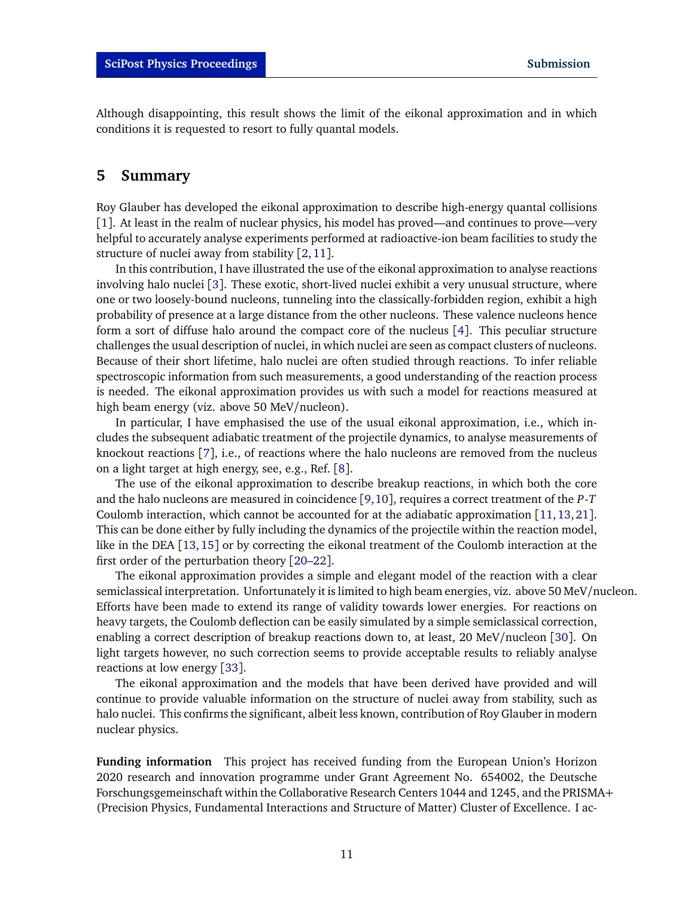Although disappointing, this result shows the limit of the eikonal approximation and in which conditions it is requested to resort to fully quantal models.

## 5 Summary

Roy Glauber has developed the eikonal approximation to describe high-energy quantal collisions [1]. At least in the realm of nuclear physics, his model has proved—and continues to prove—very helpful to accurately analyse experiments performed at radioactive-ion beam facilities to study the structure of nuclei away from stability [2, 11].

In this contribution, I have illustrated the use of the eikonal approximation to analyse reactions involving halo nuclei [3]. These exotic, short-lived nuclei exhibit a very unusual structure, where one or two loosely-bound nucleons, tunneling into the classically-forbidden region, exhibit a high probability of presence at a large distance from the other nucleons. These valence nucleons hence form a sort of diffuse halo around the compact core of the nucleus [4]. This peculiar structure challenges the usual description of nuclei, in which nuclei are seen as compact clusters of nucleons. Because of their short lifetime, halo nuclei are often studied through reactions. To infer reliable spectroscopic information from such measurements, a good understanding of the reaction process is needed. The eikonal approximation provides us with such a model for reactions measured at high beam energy (viz. above 50 MeV/nucleon).

In particular, I have emphasised the use of the usual eikonal approximation, i.e., which includes the subsequent adiabatic treatment of the projectile dynamics, to analyse measurements of knockout reactions [7], i.e., of reactions where the halo nucleons are removed from the nucleus on a light target at high energy, see, e.g., Ref. [8].

The use of the eikonal approximation to describe breakup reactions, in which both the core and the halo nucleons are measured in coincidence [9, 10], requires a correct treatment of the $P$-$T$ Coulomb interaction, which cannot be accounted for at the adiabatic approximation [11, 13, 21]. This can be done either by fully including the dynamics of the projectile within the reaction model, like in the DEA [13, 15] or by correcting the eikonal treatment of the Coulomb interaction at the first order of the perturbation theory [20–22].

The eikonal approximation provides a simple and elegant model of the reaction with a clear semiclassical interpretation. Unfortunately it is limited to high beam energies, viz. above 50 MeV/nucleon. Efforts have been made to extend its range of validity towards lower energies. For reactions on heavy targets, the Coulomb deflection can be easily simulated by a simple semiclassical correction, enabling a correct description of breakup reactions down to, at least, 20 MeV/nucleon [30]. On light targets however, no such correction seems to provide acceptable results to reliably analyse reactions at low energy [33].

The eikonal approximation and the models that have been derived have provided and will continue to provide valuable information on the structure of nuclei away from stability, such as halo nuclei. This confirms the significant, albeit less known, contribution of Roy Glauber in modern nuclear physics.

**Funding information** This project has received funding from the European Union's Horizon 2020 research and innovation programme under Grant Agreement No. 654002, the Deutsche Forschungsgemeinschaft within the Collaborative Research Centers 1044 and 1245, and the PRISMA+ (Precision Physics, Fundamental Interactions and Structure of Matter) Cluster of Excellence. I ac-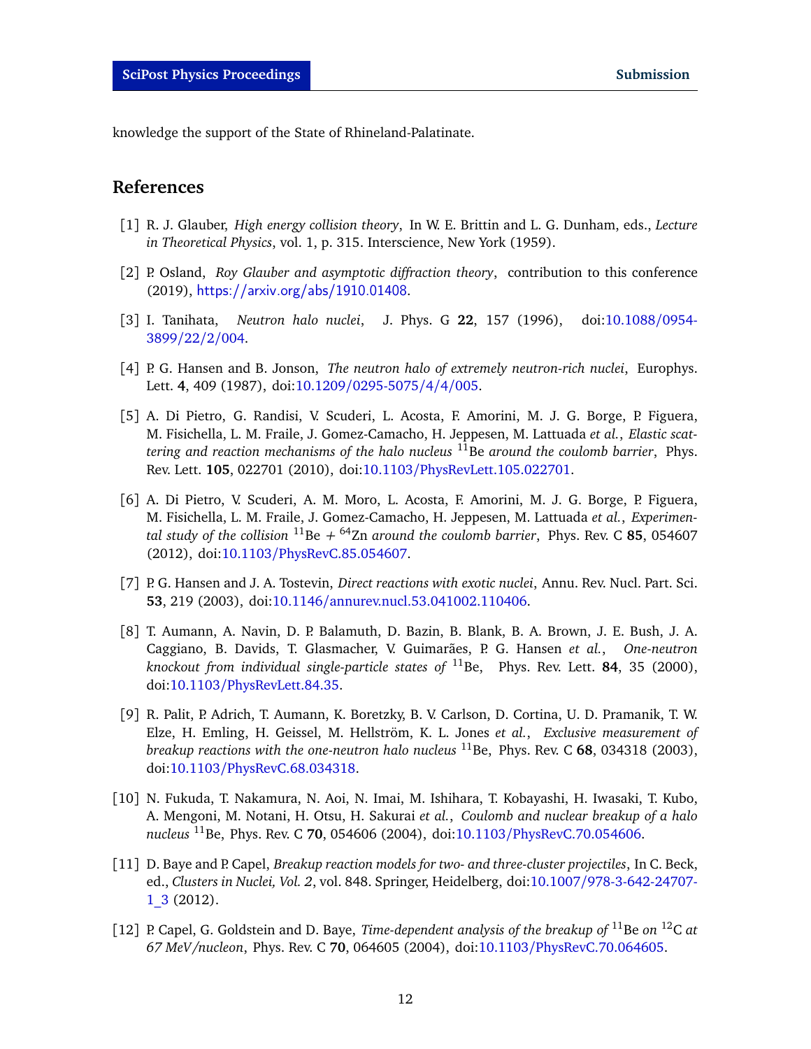knowledge the support of the State of Rhineland-Palatinate.

## References

[1] R. J. Glauber, *High energy collision theory*, In W. E. Brittin and L. G. Dunham, eds., *Lecture in Theoretical Physics*, vol. 1, p. 315. Interscience, New York (1959).

[2] P. Osland, *Roy Glauber and asymptotic diffraction theory*, contribution to this conference (2019), https://arxiv.org/abs/1910.01408.

[3] I. Tanihata, *Neutron halo nuclei*, J. Phys. G **22**, 157 (1996), doi:10.1088/0954-3899/22/2/004.

[4] P. G. Hansen and B. Jonson, *The neutron halo of extremely neutron-rich nuclei*, Europhys. Lett. **4**, 409 (1987), doi:10.1209/0295-5075/4/4/005.

[5] A. Di Pietro, G. Randisi, V. Scuderi, L. Acosta, F. Amorini, M. J. G. Borge, P. Figuera, M. Fisichella, L. M. Fraile, J. Gomez-Camacho, H. Jeppesen, M. Lattuada *et al.*, *Elastic scattering and reaction mechanisms of the halo nucleus* $^{11}$Be *around the coulomb barrier*, Phys. Rev. Lett. **105**, 022701 (2010), doi:10.1103/PhysRevLett.105.022701.

[6] A. Di Pietro, V. Scuderi, A. M. Moro, L. Acosta, F. Amorini, M. J. G. Borge, P. Figuera, M. Fisichella, L. M. Fraile, J. Gomez-Camacho, H. Jeppesen, M. Lattuada *et al.*, *Experimental study of the collision* $^{11}$Be + $^{64}$Zn *around the coulomb barrier*, Phys. Rev. C **85**, 054607 (2012), doi:10.1103/PhysRevC.85.054607.

[7] P. G. Hansen and J. A. Tostevin, *Direct reactions with exotic nuclei*, Annu. Rev. Nucl. Part. Sci. **53**, 219 (2003), doi:10.1146/annurev.nucl.53.041002.110406.

[8] T. Aumann, A. Navin, D. P. Balamuth, D. Bazin, B. Blank, B. A. Brown, J. E. Bush, J. A. Caggiano, B. Davids, T. Glasmacher, V. Guimarães, P. G. Hansen *et al.*, *One-neutron knockout from individual single-particle states of* $^{11}$Be, Phys. Rev. Lett. **84**, 35 (2000), doi:10.1103/PhysRevLett.84.35.

[9] R. Palit, P. Adrich, T. Aumann, K. Boretzky, B. V. Carlson, D. Cortina, U. D. Pramanik, T. W. Elze, H. Emling, H. Geissel, M. Hellström, K. L. Jones *et al.*, *Exclusive measurement of breakup reactions with the one-neutron halo nucleus* $^{11}$Be, Phys. Rev. C **68**, 034318 (2003), doi:10.1103/PhysRevC.68.034318.

[10] N. Fukuda, T. Nakamura, N. Aoi, N. Imai, M. Ishihara, T. Kobayashi, H. Iwasaki, T. Kubo, A. Mengoni, M. Notani, H. Otsu, H. Sakurai *et al.*, *Coulomb and nuclear breakup of a halo nucleus* $^{11}$Be, Phys. Rev. C **70**, 054606 (2004), doi:10.1103/PhysRevC.70.054606.

[11] D. Baye and P. Capel, *Breakup reaction models for two- and three-cluster projectiles*, In C. Beck, ed., *Clusters in Nuclei, Vol. 2*, vol. 848. Springer, Heidelberg, doi:10.1007/978-3-642-24707-1_3 (2012).

[12] P. Capel, G. Goldstein and D. Baye, *Time-dependent analysis of the breakup of* $^{11}$Be *on* $^{12}$C *at 67 MeV/nucleon*, Phys. Rev. C **70**, 064605 (2004), doi:10.1103/PhysRevC.70.064605.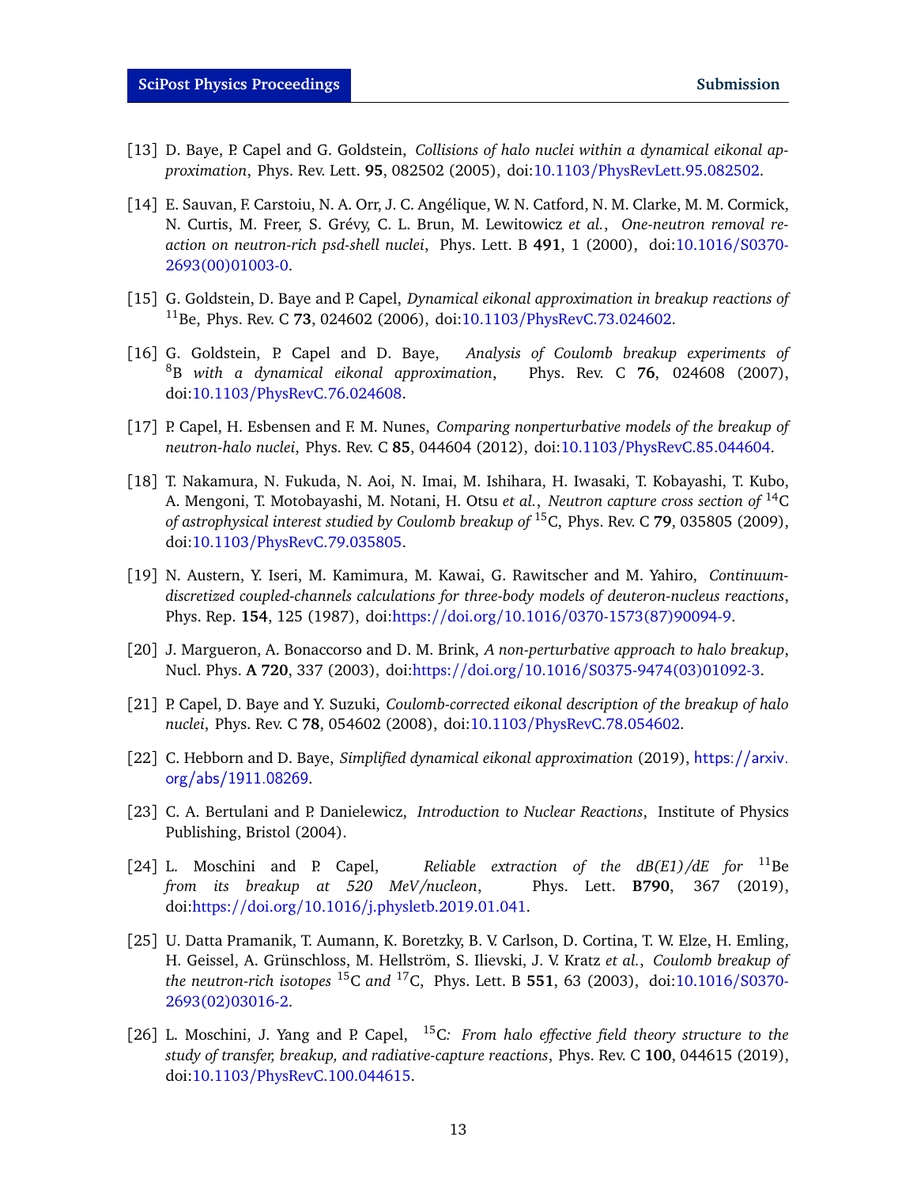[13] D. Baye, P. Capel and G. Goldstein, *Collisions of halo nuclei within a dynamical eikonal approximation*, Phys. Rev. Lett. **95**, 082502 (2005), doi:10.1103/PhysRevLett.95.082502.

[14] E. Sauvan, F. Carstoiu, N. A. Orr, J. C. Angélique, W. N. Catford, N. M. Clarke, M. M. Cormick, N. Curtis, M. Freer, S. Grévy, C. L. Brun, M. Lewitowicz *et al.*, *One-neutron removal reaction on neutron-rich psd-shell nuclei*, Phys. Lett. B **491**, 1 (2000), doi:10.1016/S0370-2693(00)01003-0.

[15] G. Goldstein, D. Baye and P. Capel, *Dynamical eikonal approximation in breakup reactions of* $^{11}$Be, Phys. Rev. C **73**, 024602 (2006), doi:10.1103/PhysRevC.73.024602.

[16] G. Goldstein, P. Capel and D. Baye, *Analysis of Coulomb breakup experiments of* $^{8}$B *with a dynamical eikonal approximation*, Phys. Rev. C **76**, 024608 (2007), doi:10.1103/PhysRevC.76.024608.

[17] P. Capel, H. Esbensen and F. M. Nunes, *Comparing nonperturbative models of the breakup of neutron-halo nuclei*, Phys. Rev. C **85**, 044604 (2012), doi:10.1103/PhysRevC.85.044604.

[18] T. Nakamura, N. Fukuda, N. Aoi, N. Imai, M. Ishihara, H. Iwasaki, T. Kobayashi, T. Kubo, A. Mengoni, T. Motobayashi, M. Notani, H. Otsu *et al.*, *Neutron capture cross section of* $^{14}$C *of astrophysical interest studied by Coulomb breakup of* $^{15}$C, Phys. Rev. C **79**, 035805 (2009), doi:10.1103/PhysRevC.79.035805.

[19] N. Austern, Y. Iseri, M. Kamimura, M. Kawai, G. Rawitscher and M. Yahiro, *Continuum-discretized coupled-channels calculations for three-body models of deuteron-nucleus reactions*, Phys. Rep. **154**, 125 (1987), doi:https://doi.org/10.1016/0370-1573(87)90094-9.

[20] J. Margueron, A. Bonaccorso and D. M. Brink, *A non-perturbative approach to halo breakup*, Nucl. Phys. **A 720**, 337 (2003), doi:https://doi.org/10.1016/S0375-9474(03)01092-3.

[21] P. Capel, D. Baye and Y. Suzuki, *Coulomb-corrected eikonal description of the breakup of halo nuclei*, Phys. Rev. C **78**, 054602 (2008), doi:10.1103/PhysRevC.78.054602.

[22] C. Hebborn and D. Baye, *Simplified dynamical eikonal approximation* (2019), https://arxiv.org/abs/1911.08269.

[23] C. A. Bertulani and P. Danielewicz, *Introduction to Nuclear Reactions*, Institute of Physics Publishing, Bristol (2004).

[24] L. Moschini and P. Capel, *Reliable extraction of the dB(E1)/dE for* $^{11}$Be *from its breakup at 520 MeV/nucleon*, Phys. Lett. **B790**, 367 (2019), doi:https://doi.org/10.1016/j.physletb.2019.01.041.

[25] U. Datta Pramanik, T. Aumann, K. Boretzky, B. V. Carlson, D. Cortina, T. W. Elze, H. Emling, H. Geissel, A. Grünschloss, M. Hellström, S. Ilievski, J. V. Kratz *et al.*, *Coulomb breakup of the neutron-rich isotopes* $^{15}$C *and* $^{17}$C, Phys. Lett. B **551**, 63 (2003), doi:10.1016/S0370-2693(02)03016-2.

[26] L. Moschini, J. Yang and P. Capel, $^{15}$C*: From halo effective field theory structure to the study of transfer, breakup, and radiative-capture reactions*, Phys. Rev. C **100**, 044615 (2019), doi:10.1103/PhysRevC.100.044615.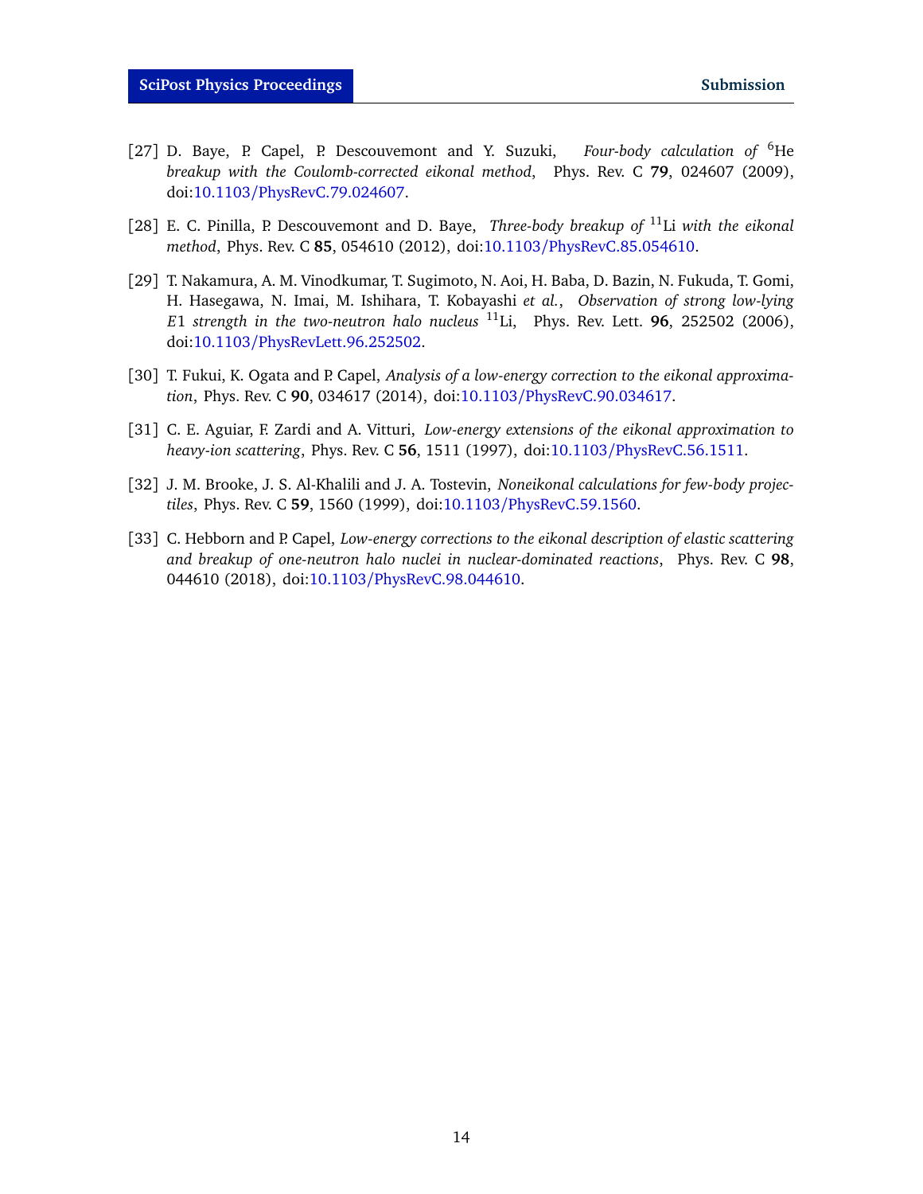[27] D. Baye, P. Capel, P. Descouvemont and Y. Suzuki, *Four-body calculation of* $^{6}$He *breakup with the Coulomb-corrected eikonal method*, Phys. Rev. C **79**, 024607 (2009), doi:10.1103/PhysRevC.79.024607.

[28] E. C. Pinilla, P. Descouvemont and D. Baye, *Three-body breakup of* $^{11}$Li *with the eikonal method*, Phys. Rev. C **85**, 054610 (2012), doi:10.1103/PhysRevC.85.054610.

[29] T. Nakamura, A. M. Vinodkumar, T. Sugimoto, N. Aoi, H. Baba, D. Bazin, N. Fukuda, T. Gomi, H. Hasegawa, N. Imai, M. Ishihara, T. Kobayashi *et al.*, *Observation of strong low-lying* $E1$ *strength in the two-neutron halo nucleus* $^{11}$Li, Phys. Rev. Lett. **96**, 252502 (2006), doi:10.1103/PhysRevLett.96.252502.

[30] T. Fukui, K. Ogata and P. Capel, *Analysis of a low-energy correction to the eikonal approximation*, Phys. Rev. C **90**, 034617 (2014), doi:10.1103/PhysRevC.90.034617.

[31] C. E. Aguiar, F. Zardi and A. Vitturi, *Low-energy extensions of the eikonal approximation to heavy-ion scattering*, Phys. Rev. C **56**, 1511 (1997), doi:10.1103/PhysRevC.56.1511.

[32] J. M. Brooke, J. S. Al-Khalili and J. A. Tostevin, *Noneikonal calculations for few-body projectiles*, Phys. Rev. C **59**, 1560 (1999), doi:10.1103/PhysRevC.59.1560.

[33] C. Hebborn and P. Capel, *Low-energy corrections to the eikonal description of elastic scattering and breakup of one-neutron halo nuclei in nuclear-dominated reactions*, Phys. Rev. C **98**, 044610 (2018), doi:10.1103/PhysRevC.98.044610.